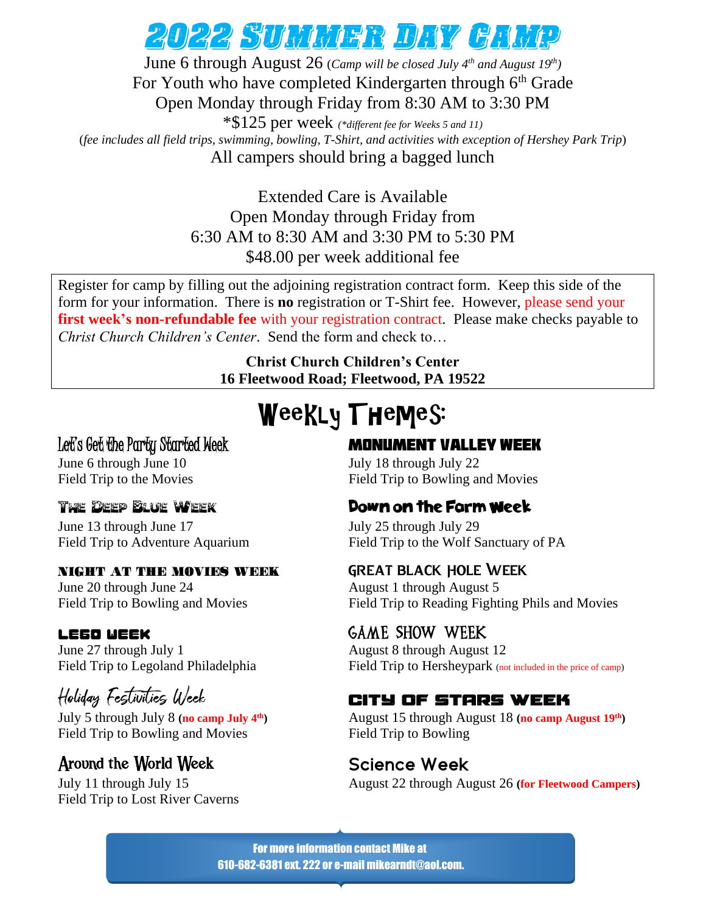# 2022 Summer Day Camp

June 6 through August 26 (*Camp will be closed July 4th and August 19th*)
For Youth who have completed Kindergarten through 6th Grade
Open Monday through Friday from 8:30 AM to 3:30 PM
*$125 per week *(*different fee for Weeks 5 and 11)*
(*fee includes all field trips, swimming, bowling, T-Shirt, and activities with exception of Hershey Park Trip*)
All campers should bring a bagged lunch

Extended Care is Available
Open Monday through Friday from
6:30 AM to 8:30 AM and 3:30 PM to 5:30 PM
$48.00 per week additional fee

Register for camp by filling out the adjoining registration contract form. Keep this side of the form for your information. There is **no** registration or T-Shirt fee. However, please send your **first week's non-refundable fee** with your registration contract. Please make checks payable to *Christ Church Children's Center*. Send the form and check to…

**Christ Church Children's Center**
**16 Fleetwood Road; Fleetwood, PA 19522**

## Weekly Themes:

### Let's Get the Party Started Week
June 6 through June 10
Field Trip to the Movies

### The Deep Blue Week
June 13 through June 17
Field Trip to Adventure Aquarium

### Night at the Movies Week
June 20 through June 24
Field Trip to Bowling and Movies

### Lego Week
June 27 through July 1
Field Trip to Legoland Philadelphia

### Holiday Festivities Week
July 5 through July 8 (**no camp July 4th**)
Field Trip to Bowling and Movies

### Around the World Week
July 11 through July 15
Field Trip to Lost River Caverns

### Monument Valley Week
July 18 through July 22
Field Trip to Bowling and Movies

### Down on the Farm Week
July 25 through July 29
Field Trip to the Wolf Sanctuary of PA

### Great Black Hole Week
August 1 through August 5
Field Trip to Reading Fighting Phils and Movies

### Game Show Week
August 8 through August 12
Field Trip to Hersheypark (not included in the price of camp)

### City of Stars Week
August 15 through August 18 (**no camp August 19th**)
Field Trip to Bowling

### Science Week
August 22 through August 26 (**for Fleetwood Campers**)

For more information contact Mike at
610-682-6381 ext. 222 or e-mail mikearndt@aol.com.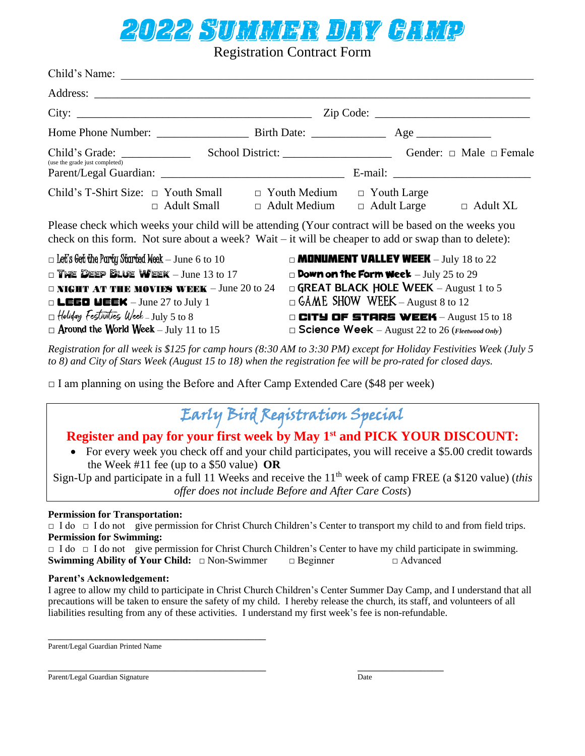# 2022 Summer Day Camp

Registration Contract Form

Child's Name: ____________________________________________________________

Address: ________________________________________________________________

City: ______________________________________ Zip Code: ___________________________

Home Phone Number: _______________ Birth Date: ____________ Age ____________

Child's Grade: ___________ School District: ___________________ Gender: □ Male □ Female
(use the grade just completed)

Parent/Legal Guardian: ______________________________ E-mail: _____________________

Child's T-Shirt Size: □ Youth Small □ Youth Medium □ Youth Large
□ Adult Small □ Adult Medium □ Adult Large □ Adult XL

Please check which weeks your child will be attending (Your contract will be based on the weeks you check on this form. Not sure about a week? Wait – it will be cheaper to add or swap than to delete):

- □ Let's Get the Party Started Week – June 6 to 10
- □ The Deep Blue Week – June 13 to 17
- □ Night at the Movies Week – June 20 to 24
- □ Lego Week – June 27 to July 1
- □ Holiday Festivities Week – July 5 to 8
- □ Around the World Week – July 11 to 15
- □ Monument Valley Week – July 18 to 22
- □ Down on the Farm Week – July 25 to 29
- □ Great Black Hole Week – August 1 to 5
- □ Game Show Week – August 8 to 12
- □ City of Stars Week – August 15 to 18
- □ Science Week – August 22 to 26 (*Fleetwood Only*)

*Registration for all week is $125 for camp hours (8:30 AM to 3:30 PM) except for Holiday Festivities Week (July 5 to 8) and City of Stars Week (August 15 to 18) when the registration fee will be pro-rated for closed days.*

□ I am planning on using the Before and After Camp Extended Care ($48 per week)

## Early Bird Registration Special

**Register and pay for your first week by May 1st and PICK YOUR DISCOUNT:**

- For every week you check off and your child participates, you will receive a $5.00 credit towards the Week #11 fee (up to a $50 value) **OR**

Sign-Up and participate in a full 11 Weeks and receive the 11th week of camp FREE (a $120 value) (*this offer does not include Before and After Care Costs*)

**Permission for Transportation:**
□ I do □ I do not give permission for Christ Church Children's Center to transport my child to and from field trips.

**Permission for Swimming:**
□ I do □ I do not give permission for Christ Church Children's Center to have my child participate in swimming.

**Swimming Ability of Your Child:** □ Non-Swimmer □ Beginner □ Advanced

**Parent's Acknowledgement:**
I agree to allow my child to participate in Christ Church Children's Center Summer Day Camp, and I understand that all precautions will be taken to ensure the safety of my child. I hereby release the church, its staff, and volunteers of all liabilities resulting from any of these activities. I understand my first week's fee is non-refundable.

______________________________________
Parent/Legal Guardian Printed Name

______________________________________ _______________
Parent/Legal Guardian Signature Date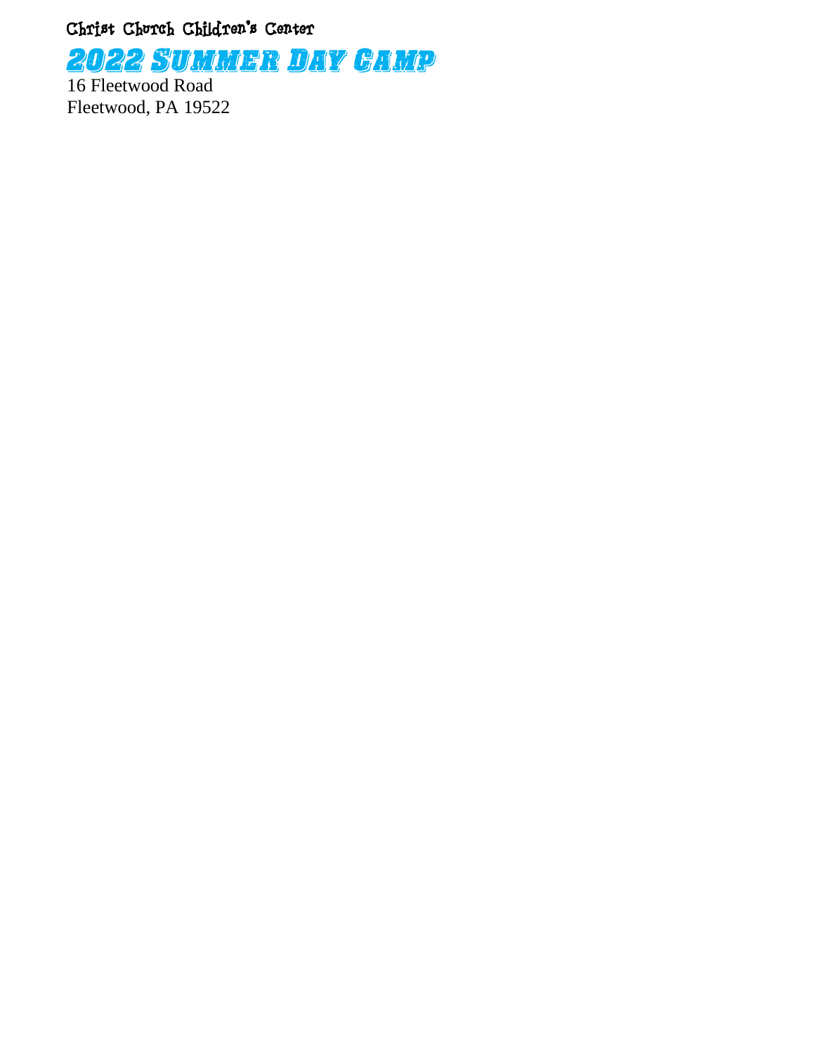Christ Church Children's Center

# 2022 Summer Day Camp

16 Fleetwood Road
Fleetwood, PA 19522